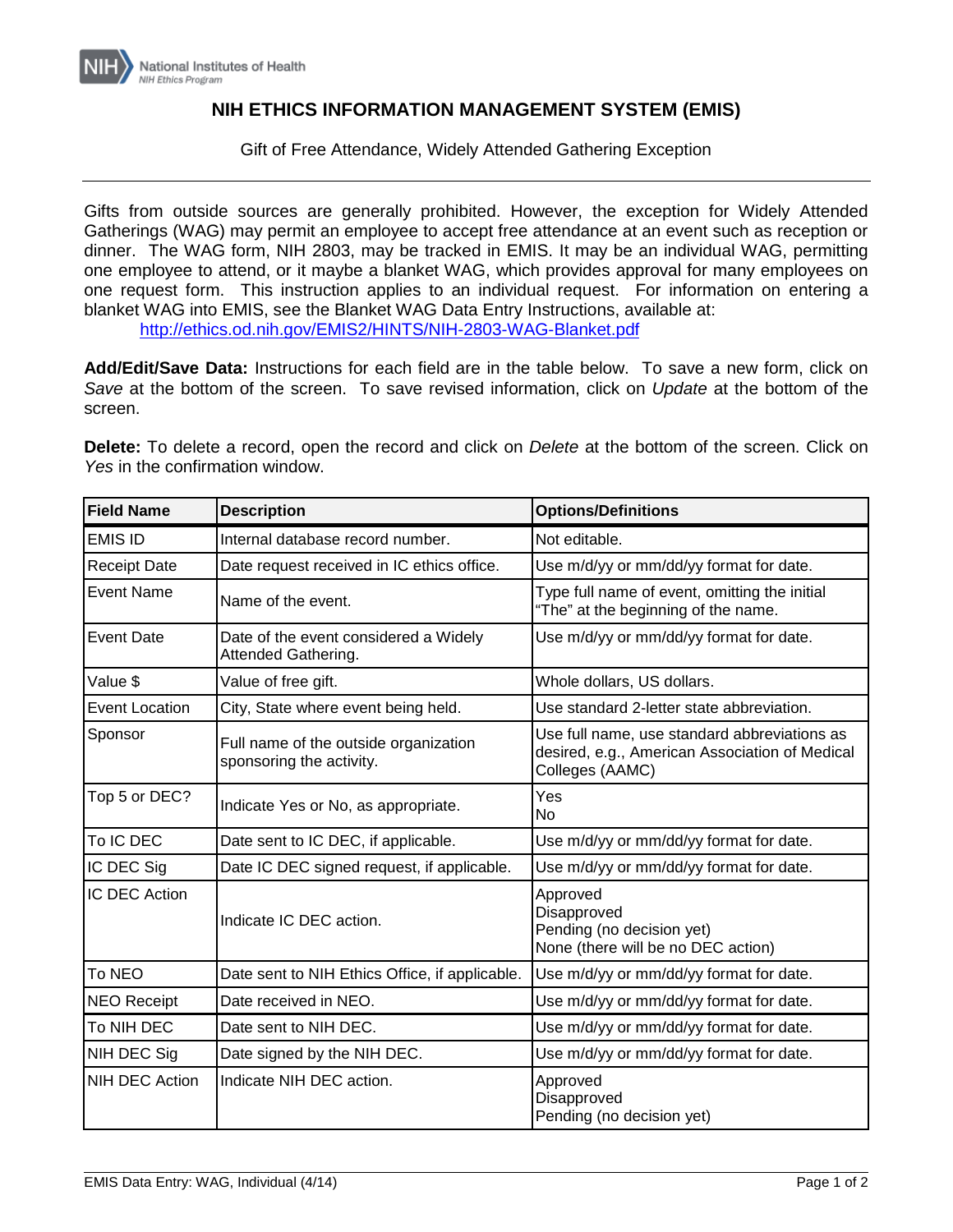# NIH ETHICS INFORMATION MANAGEMENT SYSTEM (EMIS)

Gift of Free Attendance, Widely Attended Gathering Exception

---

Gifts from outside sources are generally prohibited. However, the exception for Widely Attended Gatherings (WAG) may permit an employee to accept free attendance at an event such as reception or dinner. The WAG form, NIH 2803, may be tracked in EMIS. It may be an individual WAG, permitting one employee to attend, or it maybe a blanket WAG, which provides approval for many employees on one request form. This instruction applies to an individual request. For information on entering a blanket WAG into EMIS, see the Blanket WAG Data Entry Instructions, available at:

http://ethics.od.nih.gov/EMIS2/HINTS/NIH-2803-WAG-Blanket.pdf

**Add/Edit/Save Data:** Instructions for each field are in the table below. To save a new form, click on *Save* at the bottom of the screen. To save revised information, click on *Update* at the bottom of the screen.

**Delete:** To delete a record, open the record and click on *Delete* at the bottom of the screen. Click on *Yes* in the confirmation window.

| Field Name | Description | Options/Definitions |
|---|---|---|
| EMIS ID | Internal database record number. | Not editable. |
| Receipt Date | Date request received in IC ethics office. | Use m/d/yy or mm/dd/yy format for date. |
| Event Name | Name of the event. | Type full name of event, omitting the initial "The" at the beginning of the name. |
| Event Date | Date of the event considered a Widely Attended Gathering. | Use m/d/yy or mm/dd/yy format for date. |
| Value $ | Value of free gift. | Whole dollars, US dollars. |
| Event Location | City, State where event being held. | Use standard 2-letter state abbreviation. |
| Sponsor | Full name of the outside organization sponsoring the activity. | Use full name, use standard abbreviations as desired, e.g., American Association of Medical Colleges (AAMC) |
| Top 5 or DEC? | Indicate Yes or No, as appropriate. | Yes<br>No |
| To IC DEC | Date sent to IC DEC, if applicable. | Use m/d/yy or mm/dd/yy format for date. |
| IC DEC Sig | Date IC DEC signed request, if applicable. | Use m/d/yy or mm/dd/yy format for date. |
| IC DEC Action | Indicate IC DEC action. | Approved<br>Disapproved<br>Pending (no decision yet)<br>None (there will be no DEC action) |
| To NEO | Date sent to NIH Ethics Office, if applicable. | Use m/d/yy or mm/dd/yy format for date. |
| NEO Receipt | Date received in NEO. | Use m/d/yy or mm/dd/yy format for date. |
| To NIH DEC | Date sent to NIH DEC. | Use m/d/yy or mm/dd/yy format for date. |
| NIH DEC Sig | Date signed by the NIH DEC. | Use m/d/yy or mm/dd/yy format for date. |
| NIH DEC Action | Indicate NIH DEC action. | Approved<br>Disapproved<br>Pending (no decision yet) |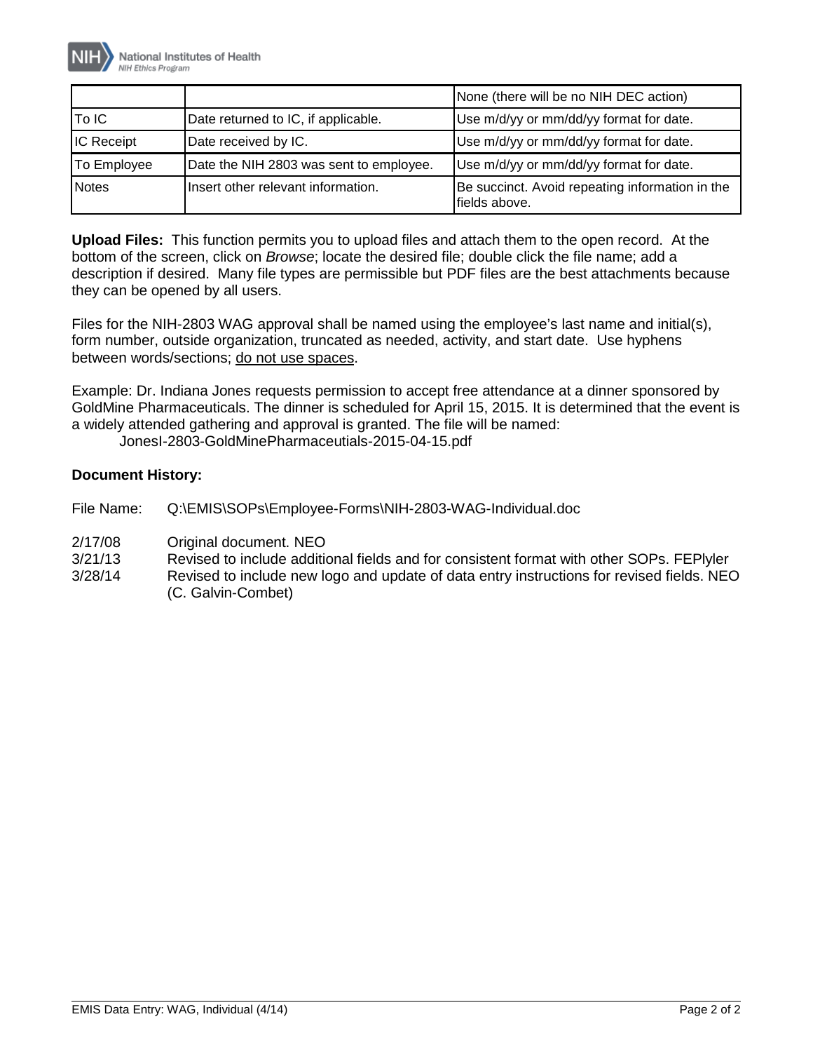| | | |
|---|---|---|
| | | None (there will be no NIH DEC action) |
| To IC | Date returned to IC, if applicable. | Use m/d/yy or mm/dd/yy format for date. |
| IC Receipt | Date received by IC. | Use m/d/yy or mm/dd/yy format for date. |
| To Employee | Date the NIH 2803 was sent to employee. | Use m/d/yy or mm/dd/yy format for date. |
| Notes | Insert other relevant information. | Be succinct. Avoid repeating information in the fields above. |

**Upload Files:** This function permits you to upload files and attach them to the open record. At the bottom of the screen, click on *Browse*; locate the desired file; double click the file name; add a description if desired. Many file types are permissible but PDF files are the best attachments because they can be opened by all users.

Files for the NIH-2803 WAG approval shall be named using the employee's last name and initial(s), form number, outside organization, truncated as needed, activity, and start date. Use hyphens between words/sections; <u>do not use spaces</u>.

Example: Dr. Indiana Jones requests permission to accept free attendance at a dinner sponsored by GoldMine Pharmaceuticals. The dinner is scheduled for April 15, 2015. It is determined that the event is a widely attended gathering and approval is granted. The file will be named:

JonesI-2803-GoldMinePharmaceutials-2015-04-15.pdf

**Document History:**

File Name: Q:\EMIS\SOPs\Employee-Forms\NIH-2803-WAG-Individual.doc

2/17/08 Original document. NEO

3/21/13 Revised to include additional fields and for consistent format with other SOPs. FEPlyler

3/28/14 Revised to include new logo and update of data entry instructions for revised fields. NEO (C. Galvin-Combet)